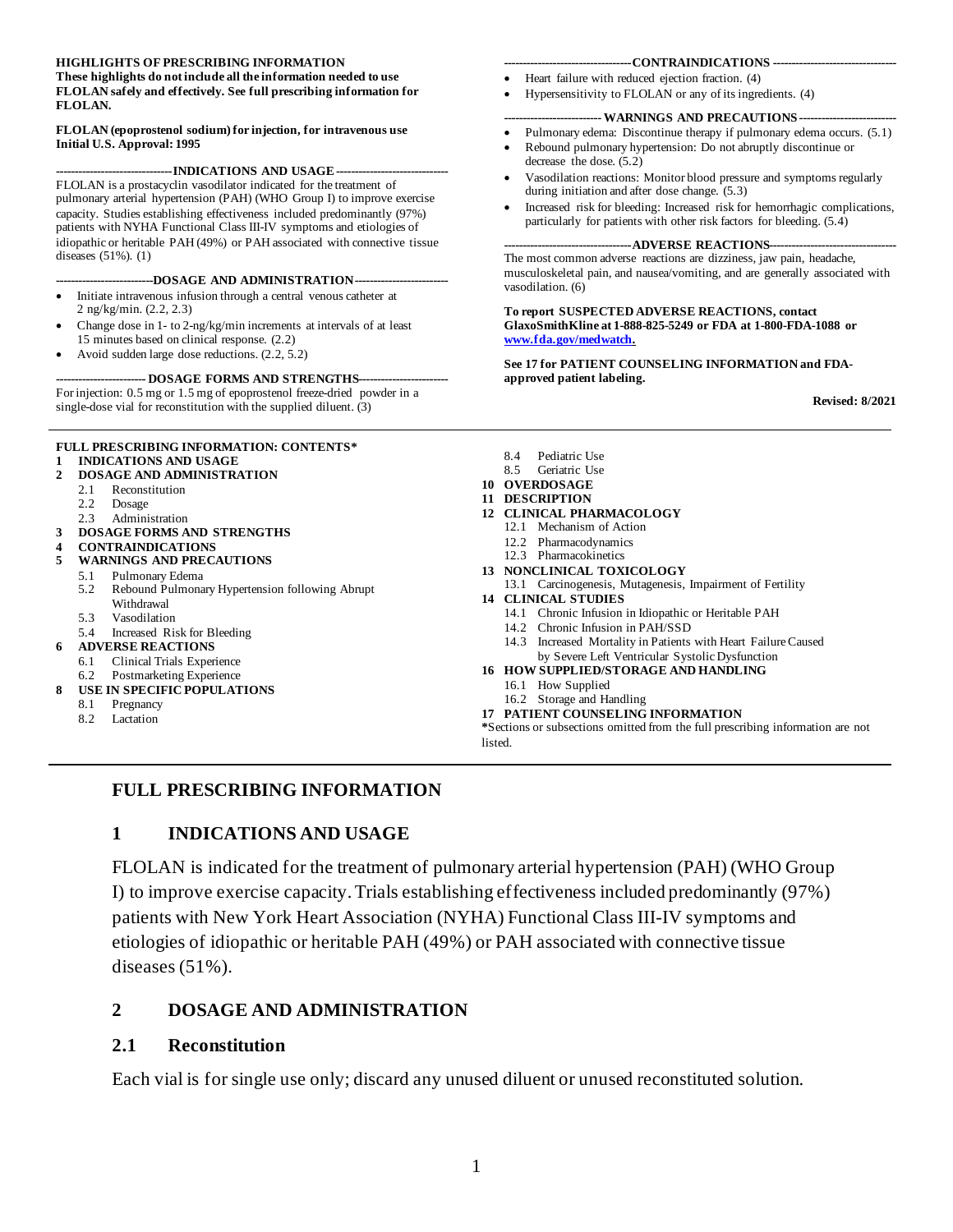**HIGHLIGHTS OF PRESCRIBING INFORMATION**
**These highlights do not include all the information needed to use FLOLAN safely and effectively. See full prescribing information for FLOLAN.**

**FLOLAN (epoprostenol sodium) for injection, for intravenous use**
**Initial U.S. Approval: 1995**

**----------------------------INDICATIONS AND USAGE----------------------------**

FLOLAN is a prostacyclin vasodilator indicated for the treatment of pulmonary arterial hypertension (PAH) (WHO Group I) to improve exercise capacity. Studies establishing effectiveness included predominantly (97%) patients with NYHA Functional Class III-IV symptoms and etiologies of idiopathic or heritable PAH (49%) or PAH associated with connective tissue diseases (51%). (1)

**----------------------DOSAGE AND ADMINISTRATION----------------------**

- Initiate intravenous infusion through a central venous catheter at 2 ng/kg/min. (2.2, 2.3)
- Change dose in 1- to 2-ng/kg/min increments at intervals of at least 15 minutes based on clinical response. (2.2)
- Avoid sudden large dose reductions. (2.2, 5.2)

**--------------------- DOSAGE FORMS AND STRENGTHS---------------------**

For injection: 0.5 mg or 1.5 mg of epoprostenol freeze-dried powder in a single-dose vial for reconstitution with the supplied diluent. (3)

**-------------------------------CONTRAINDICATIONS-------------------------------**

- Heart failure with reduced ejection fraction. (4)
- Hypersensitivity to FLOLAN or any of its ingredients. (4)

**----------------------- WARNINGS AND PRECAUTIONS -----------------------**

- Pulmonary edema: Discontinue therapy if pulmonary edema occurs. (5.1)
- Rebound pulmonary hypertension: Do not abruptly discontinue or decrease the dose. (5.2)
- Vasodilation reactions: Monitor blood pressure and symptoms regularly during initiation and after dose change. (5.3)
- Increased risk for bleeding: Increased risk for hemorrhagic complications, particularly for patients with other risk factors for bleeding. (5.4)

**-------------------------------ADVERSE REACTIONS-------------------------------**

The most common adverse reactions are dizziness, jaw pain, headache, musculoskeletal pain, and nausea/vomiting, and are generally associated with vasodilation. (6)

**To report SUSPECTED ADVERSE REACTIONS, contact GlaxoSmithKline at 1-888-825-5249 or FDA at 1-800-FDA-1088 or www.fda.gov/medwatch.**

**See 17 for PATIENT COUNSELING INFORMATION and FDA-approved patient labeling.**

**Revised: 8/2021**

---

**FULL PRESCRIBING INFORMATION: CONTENTS***

**1 INDICATIONS AND USAGE**
**2 DOSAGE AND ADMINISTRATION**
- 2.1 Reconstitution
- 2.2 Dosage
- 2.3 Administration

**3 DOSAGE FORMS AND STRENGTHS**
**4 CONTRAINDICATIONS**
**5 WARNINGS AND PRECAUTIONS**
- 5.1 Pulmonary Edema
- 5.2 Rebound Pulmonary Hypertension following Abrupt Withdrawal
- 5.3 Vasodilation
- 5.4 Increased Risk for Bleeding

**6 ADVERSE REACTIONS**
- 6.1 Clinical Trials Experience
- 6.2 Postmarketing Experience

**8 USE IN SPECIFIC POPULATIONS**
- 8.1 Pregnancy
- 8.2 Lactation
- 8.4 Pediatric Use
- 8.5 Geriatric Use

**10 OVERDOSAGE**
**11 DESCRIPTION**
**12 CLINICAL PHARMACOLOGY**
- 12.1 Mechanism of Action
- 12.2 Pharmacodynamics
- 12.3 Pharmacokinetics

**13 NONCLINICAL TOXICOLOGY**
- 13.1 Carcinogenesis, Mutagenesis, Impairment of Fertility

**14 CLINICAL STUDIES**
- 14.1 Chronic Infusion in Idiopathic or Heritable PAH
- 14.2 Chronic Infusion in PAH/SSD
- 14.3 Increased Mortality in Patients with Heart Failure Caused by Severe Left Ventricular Systolic Dysfunction

**16 HOW SUPPLIED/STORAGE AND HANDLING**
- 16.1 How Supplied
- 16.2 Storage and Handling

**17 PATIENT COUNSELING INFORMATION**

*Sections or subsections omitted from the full prescribing information are not listed.

---

# FULL PRESCRIBING INFORMATION

## 1 INDICATIONS AND USAGE

FLOLAN is indicated for the treatment of pulmonary arterial hypertension (PAH) (WHO Group I) to improve exercise capacity. Trials establishing effectiveness included predominantly (97%) patients with New York Heart Association (NYHA) Functional Class III-IV symptoms and etiologies of idiopathic or heritable PAH (49%) or PAH associated with connective tissue diseases (51%).

## 2 DOSAGE AND ADMINISTRATION

### 2.1 Reconstitution

Each vial is for single use only; discard any unused diluent or unused reconstituted solution.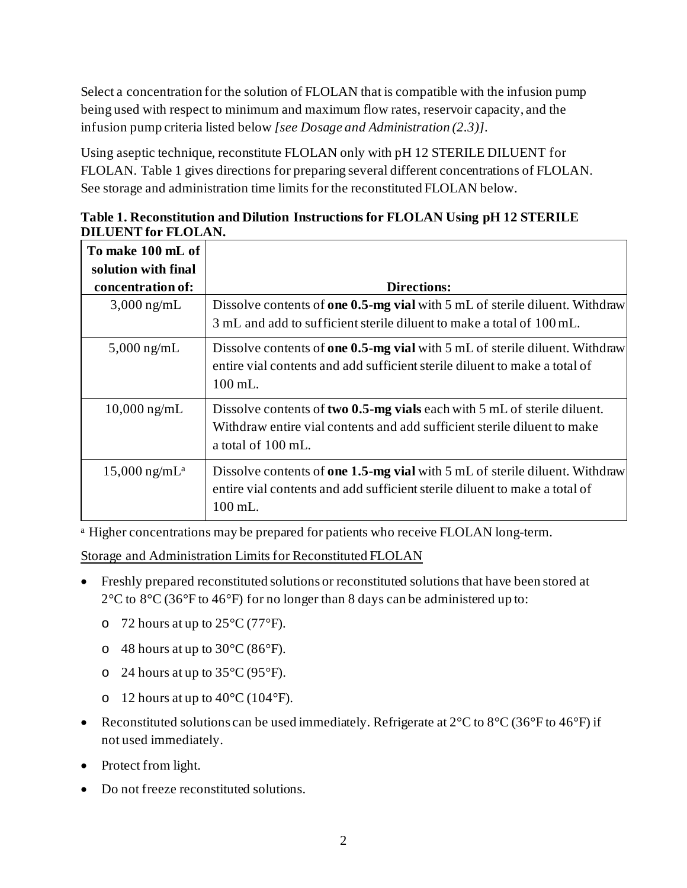Select a concentration for the solution of FLOLAN that is compatible with the infusion pump being used with respect to minimum and maximum flow rates, reservoir capacity, and the infusion pump criteria listed below *[see Dosage and Administration (2.3)]*.

Using aseptic technique, reconstitute FLOLAN only with pH 12 STERILE DILUENT for FLOLAN. Table 1 gives directions for preparing several different concentrations of FLOLAN. See storage and administration time limits for the reconstituted FLOLAN below.

**Table 1. Reconstitution and Dilution Instructions for FLOLAN Using pH 12 STERILE DILUENT for FLOLAN.**

| To make 100 mL of solution with final concentration of: | Directions: |
|---|---|
| 3,000 ng/mL | Dissolve contents of **one 0.5-mg vial** with 5 mL of sterile diluent. Withdraw 3 mL and add to sufficient sterile diluent to make a total of 100 mL. |
| 5,000 ng/mL | Dissolve contents of **one 0.5-mg vial** with 5 mL of sterile diluent. Withdraw entire vial contents and add sufficient sterile diluent to make a total of 100 mL. |
| 10,000 ng/mL | Dissolve contents of **two 0.5-mg vials** each with 5 mL of sterile diluent. Withdraw entire vial contents and add sufficient sterile diluent to make a total of 100 mL. |
| 15,000 ng/mL[a] | Dissolve contents of **one 1.5-mg vial** with 5 mL of sterile diluent. Withdraw entire vial contents and add sufficient sterile diluent to make a total of 100 mL. |

[a] Higher concentrations may be prepared for patients who receive FLOLAN long-term.

<u>Storage and Administration Limits for Reconstituted FLOLAN</u>

- Freshly prepared reconstituted solutions or reconstituted solutions that have been stored at 2°C to 8°C (36°F to 46°F) for no longer than 8 days can be administered up to:
  - 72 hours at up to 25°C (77°F).
  - 48 hours at up to 30°C (86°F).
  - 24 hours at up to 35°C (95°F).
  - 12 hours at up to 40°C (104°F).
- Reconstituted solutions can be used immediately. Refrigerate at 2°C to 8°C (36°F to 46°F) if not used immediately.
- Protect from light.
- Do not freeze reconstituted solutions.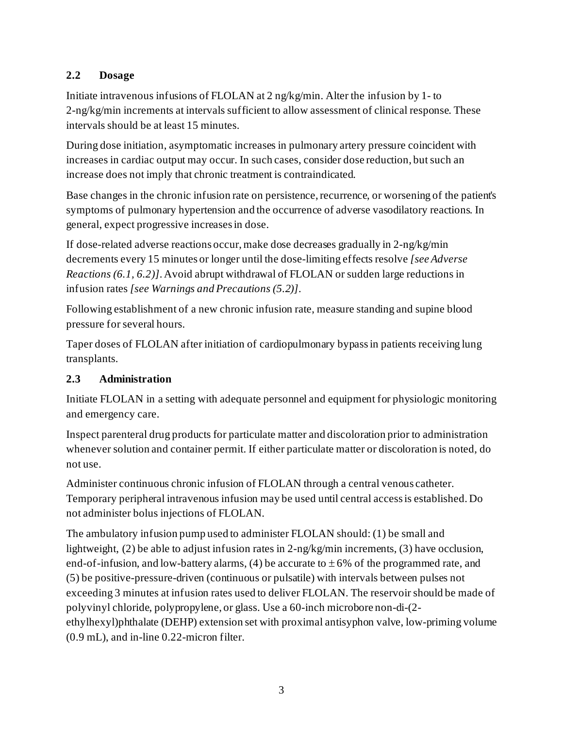## 2.2 Dosage

Initiate intravenous infusions of FLOLAN at 2 ng/kg/min. Alter the infusion by 1- to 2-ng/kg/min increments at intervals sufficient to allow assessment of clinical response. These intervals should be at least 15 minutes.

During dose initiation, asymptomatic increases in pulmonary artery pressure coincident with increases in cardiac output may occur. In such cases, consider dose reduction, but such an increase does not imply that chronic treatment is contraindicated.

Base changes in the chronic infusion rate on persistence, recurrence, or worsening of the patient's symptoms of pulmonary hypertension and the occurrence of adverse vasodilatory reactions. In general, expect progressive increases in dose.

If dose-related adverse reactions occur, make dose decreases gradually in 2-ng/kg/min decrements every 15 minutes or longer until the dose-limiting effects resolve *[see Adverse Reactions (6.1, 6.2)]*. Avoid abrupt withdrawal of FLOLAN or sudden large reductions in infusion rates *[see Warnings and Precautions (5.2)]*.

Following establishment of a new chronic infusion rate, measure standing and supine blood pressure for several hours.

Taper doses of FLOLAN after initiation of cardiopulmonary bypass in patients receiving lung transplants.

## 2.3 Administration

Initiate FLOLAN in a setting with adequate personnel and equipment for physiologic monitoring and emergency care.

Inspect parenteral drug products for particulate matter and discoloration prior to administration whenever solution and container permit. If either particulate matter or discoloration is noted, do not use.

Administer continuous chronic infusion of FLOLAN through a central venous catheter. Temporary peripheral intravenous infusion may be used until central access is established. Do not administer bolus injections of FLOLAN.

The ambulatory infusion pump used to administer FLOLAN should: (1) be small and lightweight, (2) be able to adjust infusion rates in 2-ng/kg/min increments, (3) have occlusion, end-of-infusion, and low-battery alarms, (4) be accurate to ± 6% of the programmed rate, and (5) be positive-pressure-driven (continuous or pulsatile) with intervals between pulses not exceeding 3 minutes at infusion rates used to deliver FLOLAN. The reservoir should be made of polyvinyl chloride, polypropylene, or glass. Use a 60-inch microbore non-di-(2-ethylhexyl)phthalate (DEHP) extension set with proximal antisyphon valve, low-priming volume (0.9 mL), and in-line 0.22-micron filter.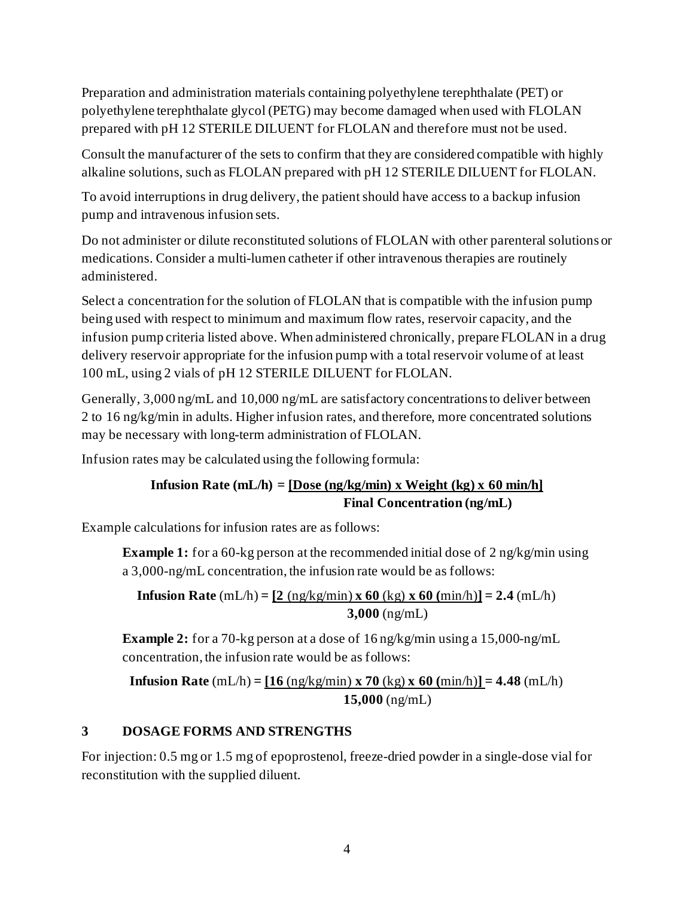Preparation and administration materials containing polyethylene terephthalate (PET) or polyethylene terephthalate glycol (PETG) may become damaged when used with FLOLAN prepared with pH 12 STERILE DILUENT for FLOLAN and therefore must not be used.

Consult the manufacturer of the sets to confirm that they are considered compatible with highly alkaline solutions, such as FLOLAN prepared with pH 12 STERILE DILUENT for FLOLAN.

To avoid interruptions in drug delivery, the patient should have access to a backup infusion pump and intravenous infusion sets.

Do not administer or dilute reconstituted solutions of FLOLAN with other parenteral solutions or medications. Consider a multi-lumen catheter if other intravenous therapies are routinely administered.

Select a concentration for the solution of FLOLAN that is compatible with the infusion pump being used with respect to minimum and maximum flow rates, reservoir capacity, and the infusion pump criteria listed above. When administered chronically, prepare FLOLAN in a drug delivery reservoir appropriate for the infusion pump with a total reservoir volume of at least 100 mL, using 2 vials of pH 12 STERILE DILUENT for FLOLAN.

Generally, 3,000 ng/mL and 10,000 ng/mL are satisfactory concentrations to deliver between 2 to 16 ng/kg/min in adults. Higher infusion rates, and therefore, more concentrated solutions may be necessary with long-term administration of FLOLAN.

Infusion rates may be calculated using the following formula:

$$\textbf{Infusion Rate (mL/h)} = \frac{\textbf{[Dose (ng/kg/min) x Weight (kg) x 60 min/h]}}{\textbf{Final Concentration (ng/mL)}}$$

Example calculations for infusion rates are as follows:

**Example 1:** for a 60-kg person at the recommended initial dose of 2 ng/kg/min using a 3,000-ng/mL concentration, the infusion rate would be as follows:

$$\textbf{Infusion Rate} \text{ (mL/h)} = \frac{\textbf{[2} \text{ (ng/kg/min)} \textbf{ x 60} \text{ (kg)} \textbf{ x 60 (}\text{min/h)}\textbf{]}}{\textbf{3,000} \text{ (ng/mL)}} = \textbf{2.4} \text{ (mL/h)}$$

**Example 2:** for a 70-kg person at a dose of 16 ng/kg/min using a 15,000-ng/mL concentration, the infusion rate would be as follows:

$$\textbf{Infusion Rate} \text{ (mL/h)} = \frac{\textbf{[16} \text{ (ng/kg/min)} \textbf{ x 70} \text{ (kg)} \textbf{ x 60 (}\text{min/h)}\textbf{]}}{\textbf{15,000} \text{ (ng/mL)}} = \textbf{4.48} \text{ (mL/h)}$$

## 3 DOSAGE FORMS AND STRENGTHS

For injection: 0.5 mg or 1.5 mg of epoprostenol, freeze-dried powder in a single-dose vial for reconstitution with the supplied diluent.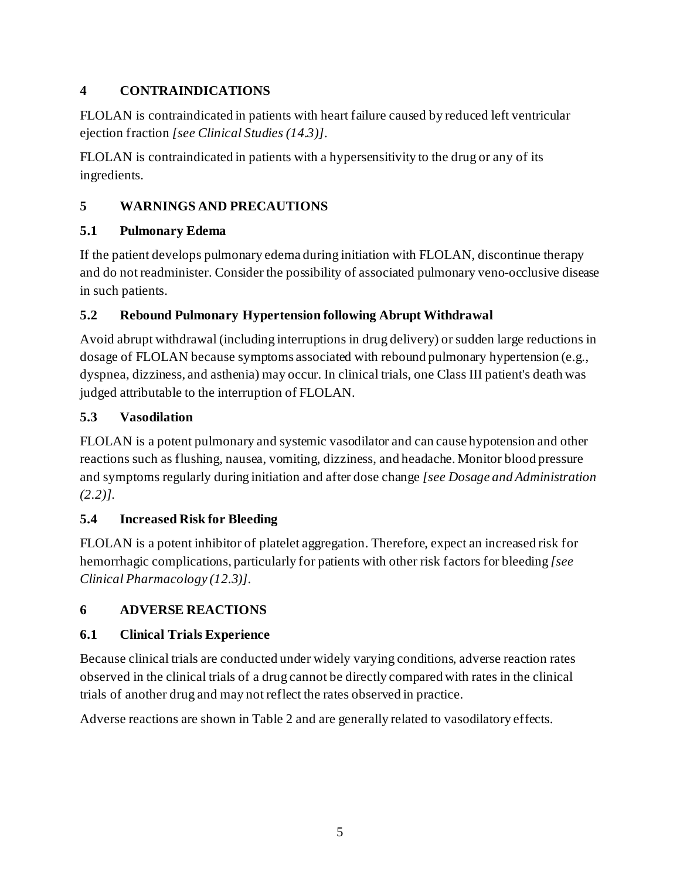## 4 CONTRAINDICATIONS

FLOLAN is contraindicated in patients with heart failure caused by reduced left ventricular ejection fraction *[see Clinical Studies (14.3)]*.

FLOLAN is contraindicated in patients with a hypersensitivity to the drug or any of its ingredients.

## 5 WARNINGS AND PRECAUTIONS

### 5.1 Pulmonary Edema

If the patient develops pulmonary edema during initiation with FLOLAN, discontinue therapy and do not readminister. Consider the possibility of associated pulmonary veno-occlusive disease in such patients.

### 5.2 Rebound Pulmonary Hypertension following Abrupt Withdrawal

Avoid abrupt withdrawal (including interruptions in drug delivery) or sudden large reductions in dosage of FLOLAN because symptoms associated with rebound pulmonary hypertension (e.g., dyspnea, dizziness, and asthenia) may occur. In clinical trials, one Class III patient's death was judged attributable to the interruption of FLOLAN.

### 5.3 Vasodilation

FLOLAN is a potent pulmonary and systemic vasodilator and can cause hypotension and other reactions such as flushing, nausea, vomiting, dizziness, and headache. Monitor blood pressure and symptoms regularly during initiation and after dose change *[see Dosage and Administration (2.2)]*.

### 5.4 Increased Risk for Bleeding

FLOLAN is a potent inhibitor of platelet aggregation. Therefore, expect an increased risk for hemorrhagic complications, particularly for patients with other risk factors for bleeding *[see Clinical Pharmacology (12.3)]*.

## 6 ADVERSE REACTIONS

### 6.1 Clinical Trials Experience

Because clinical trials are conducted under widely varying conditions, adverse reaction rates observed in the clinical trials of a drug cannot be directly compared with rates in the clinical trials of another drug and may not reflect the rates observed in practice.

Adverse reactions are shown in Table 2 and are generally related to vasodilatory effects.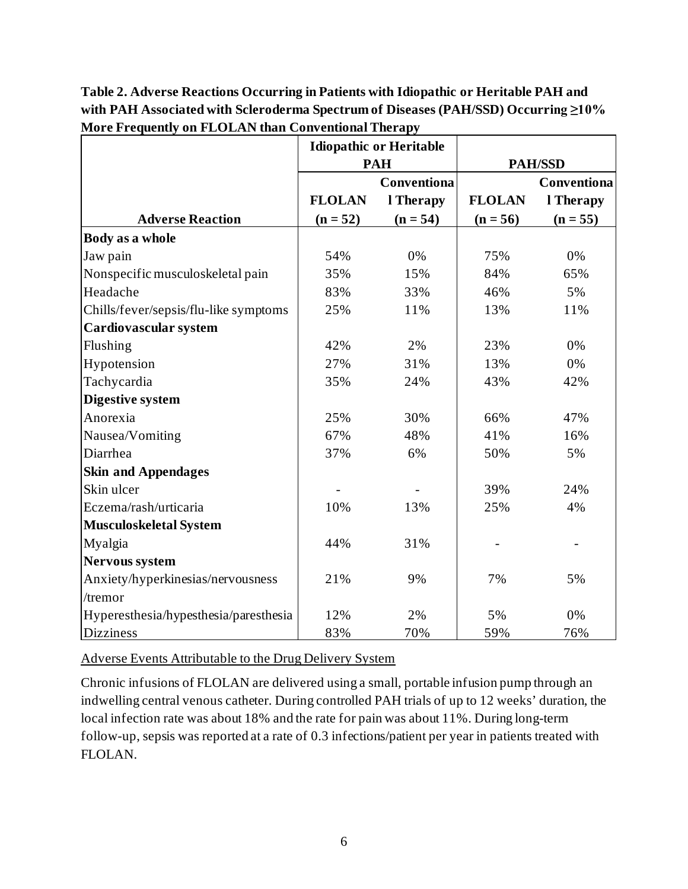**Table 2. Adverse Reactions Occurring in Patients with Idiopathic or Heritable PAH and with PAH Associated with Scleroderma Spectrum of Diseases (PAH/SSD) Occurring ≥10% More Frequently on FLOLAN than Conventional Therapy**

| | Idiopathic or Heritable PAH | | PAH/SSD | |
|---|---|---|---|---|
| **Adverse Reaction** | **FLOLAN (n = 52)** | **Conventional Therapy (n = 54)** | **FLOLAN (n = 56)** | **Conventional Therapy (n = 55)** |
| **Body as a whole** | | | | |
| Jaw pain | 54% | 0% | 75% | 0% |
| Nonspecific musculoskeletal pain | 35% | 15% | 84% | 65% |
| Headache | 83% | 33% | 46% | 5% |
| Chills/fever/sepsis/flu-like symptoms | 25% | 11% | 13% | 11% |
| **Cardiovascular system** | | | | |
| Flushing | 42% | 2% | 23% | 0% |
| Hypotension | 27% | 31% | 13% | 0% |
| Tachycardia | 35% | 24% | 43% | 42% |
| **Digestive system** | | | | |
| Anorexia | 25% | 30% | 66% | 47% |
| Nausea/Vomiting | 67% | 48% | 41% | 16% |
| Diarrhea | 37% | 6% | 50% | 5% |
| **Skin and Appendages** | | | | |
| Skin ulcer | - | - | 39% | 24% |
| Eczema/rash/urticaria | 10% | 13% | 25% | 4% |
| **Musculoskeletal System** | | | | |
| Myalgia | 44% | 31% | - | - |
| **Nervous system** | | | | |
| Anxiety/hyperkinesias/nervousness/tremor | 21% | 9% | 7% | 5% |
| Hyperesthesia/hypesthesia/paresthesia | 12% | 2% | 5% | 0% |
| Dizziness | 83% | 70% | 59% | 76% |

Adverse Events Attributable to the Drug Delivery System

Chronic infusions of FLOLAN are delivered using a small, portable infusion pump through an indwelling central venous catheter. During controlled PAH trials of up to 12 weeks' duration, the local infection rate was about 18% and the rate for pain was about 11%. During long-term follow-up, sepsis was reported at a rate of 0.3 infections/patient per year in patients treated with FLOLAN.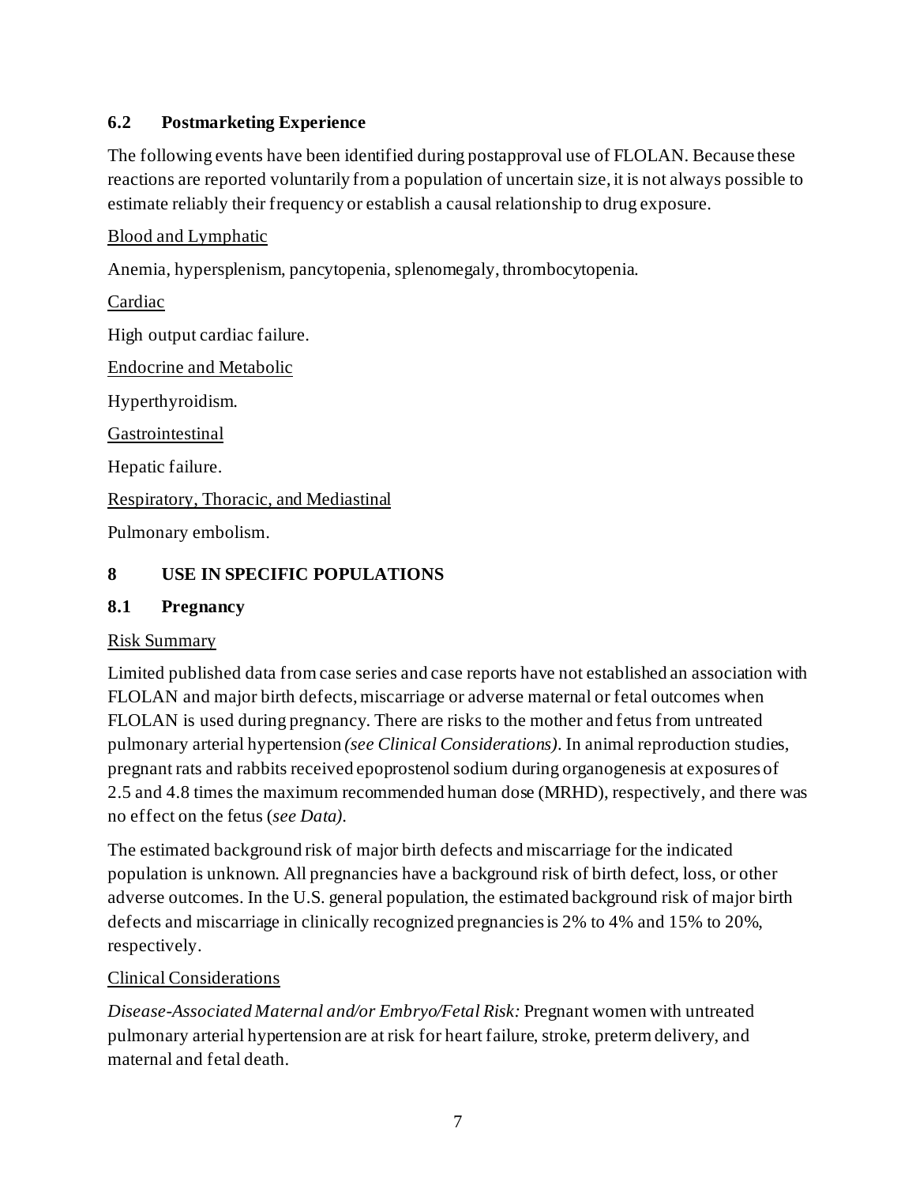### 6.2 Postmarketing Experience

The following events have been identified during postapproval use of FLOLAN. Because these reactions are reported voluntarily from a population of uncertain size, it is not always possible to estimate reliably their frequency or establish a causal relationship to drug exposure.

Blood and Lymphatic

Anemia, hypersplenism, pancytopenia, splenomegaly, thrombocytopenia.

Cardiac

High output cardiac failure.

Endocrine and Metabolic

Hyperthyroidism.

Gastrointestinal

Hepatic failure.

Respiratory, Thoracic, and Mediastinal

Pulmonary embolism.

## 8 USE IN SPECIFIC POPULATIONS

### 8.1 Pregnancy

Risk Summary

Limited published data from case series and case reports have not established an association with FLOLAN and major birth defects, miscarriage or adverse maternal or fetal outcomes when FLOLAN is used during pregnancy. There are risks to the mother and fetus from untreated pulmonary arterial hypertension *(see Clinical Considerations)*. In animal reproduction studies, pregnant rats and rabbits received epoprostenol sodium during organogenesis at exposures of 2.5 and 4.8 times the maximum recommended human dose (MRHD), respectively, and there was no effect on the fetus (*see Data)*.

The estimated background risk of major birth defects and miscarriage for the indicated population is unknown. All pregnancies have a background risk of birth defect, loss, or other adverse outcomes. In the U.S. general population, the estimated background risk of major birth defects and miscarriage in clinically recognized pregnancies is 2% to 4% and 15% to 20%, respectively.

Clinical Considerations

*Disease-Associated Maternal and/or Embryo/Fetal Risk:* Pregnant women with untreated pulmonary arterial hypertension are at risk for heart failure, stroke, preterm delivery, and maternal and fetal death.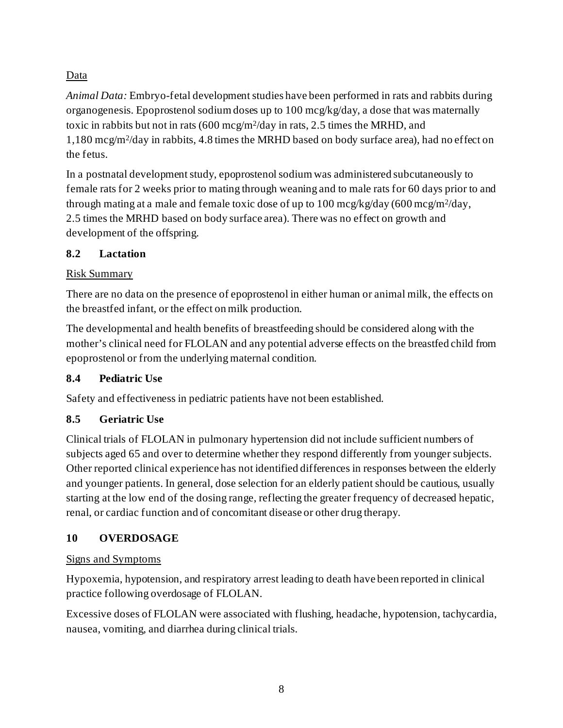Data

*Animal Data:* Embryo-fetal development studies have been performed in rats and rabbits during organogenesis. Epoprostenol sodium doses up to 100 mcg/kg/day, a dose that was maternally toxic in rabbits but not in rats (600 mcg/m$^2$/day in rats, 2.5 times the MRHD, and 1,180 mcg/m$^2$/day in rabbits, 4.8 times the MRHD based on body surface area), had no effect on the fetus.

In a postnatal development study, epoprostenol sodium was administered subcutaneously to female rats for 2 weeks prior to mating through weaning and to male rats for 60 days prior to and through mating at a male and female toxic dose of up to 100 mcg/kg/day (600 mcg/m$^2$/day, 2.5 times the MRHD based on body surface area). There was no effect on growth and development of the offspring.

### 8.2 Lactation

Risk Summary

There are no data on the presence of epoprostenol in either human or animal milk, the effects on the breastfed infant, or the effect on milk production.

The developmental and health benefits of breastfeeding should be considered along with the mother's clinical need for FLOLAN and any potential adverse effects on the breastfed child from epoprostenol or from the underlying maternal condition.

### 8.4 Pediatric Use

Safety and effectiveness in pediatric patients have not been established.

### 8.5 Geriatric Use

Clinical trials of FLOLAN in pulmonary hypertension did not include sufficient numbers of subjects aged 65 and over to determine whether they respond differently from younger subjects. Other reported clinical experience has not identified differences in responses between the elderly and younger patients. In general, dose selection for an elderly patient should be cautious, usually starting at the low end of the dosing range, reflecting the greater frequency of decreased hepatic, renal, or cardiac function and of concomitant disease or other drug therapy.

## 10 OVERDOSAGE

Signs and Symptoms

Hypoxemia, hypotension, and respiratory arrest leading to death have been reported in clinical practice following overdosage of FLOLAN.

Excessive doses of FLOLAN were associated with flushing, headache, hypotension, tachycardia, nausea, vomiting, and diarrhea during clinical trials.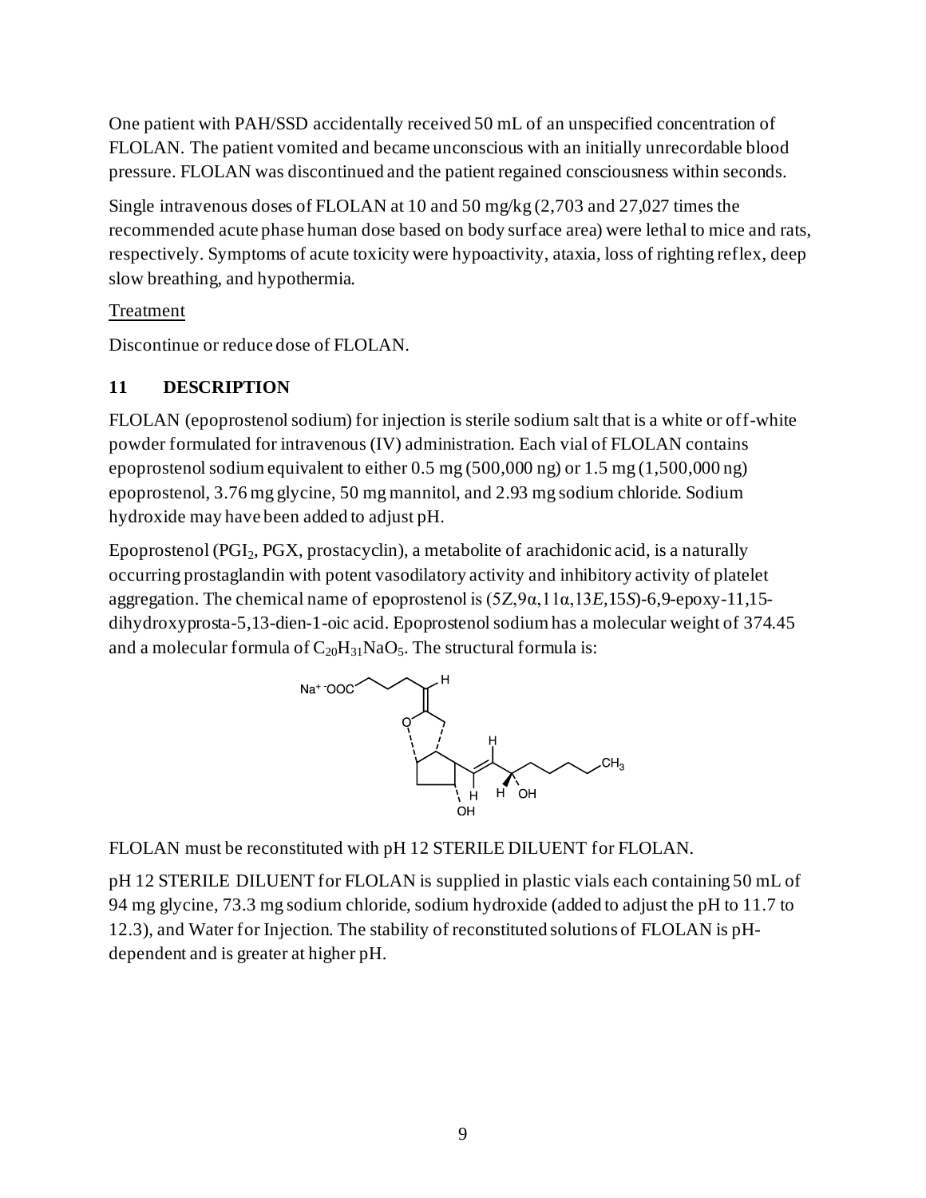One patient with PAH/SSD accidentally received 50 mL of an unspecified concentration of FLOLAN. The patient vomited and became unconscious with an initially unrecordable blood pressure. FLOLAN was discontinued and the patient regained consciousness within seconds.

Single intravenous doses of FLOLAN at 10 and 50 mg/kg (2,703 and 27,027 times the recommended acute phase human dose based on body surface area) were lethal to mice and rats, respectively. Symptoms of acute toxicity were hypoactivity, ataxia, loss of righting reflex, deep slow breathing, and hypothermia.

Treatment

Discontinue or reduce dose of FLOLAN.

## 11 DESCRIPTION

FLOLAN (epoprostenol sodium) for injection is sterile sodium salt that is a white or off-white powder formulated for intravenous (IV) administration. Each vial of FLOLAN contains epoprostenol sodium equivalent to either 0.5 mg (500,000 ng) or 1.5 mg (1,500,000 ng) epoprostenol, 3.76 mg glycine, 50 mg mannitol, and 2.93 mg sodium chloride. Sodium hydroxide may have been added to adjust pH.

Epoprostenol ($PGI_2$, PGX, prostacyclin), a metabolite of arachidonic acid, is a naturally occurring prostaglandin with potent vasodilatory activity and inhibitory activity of platelet aggregation. The chemical name of epoprostenol is (5*Z*,9α,11α,13*E*,15*S*)-6,9-epoxy-11,15-dihydroxyprosta-5,13-dien-1-oic acid. Epoprostenol sodium has a molecular weight of 374.45 and a molecular formula of $C_{20}H_{31}NaO_5$. The structural formula is:

FLOLAN must be reconstituted with pH 12 STERILE DILUENT for FLOLAN.

pH 12 STERILE DILUENT for FLOLAN is supplied in plastic vials each containing 50 mL of 94 mg glycine, 73.3 mg sodium chloride, sodium hydroxide (added to adjust the pH to 11.7 to 12.3), and Water for Injection. The stability of reconstituted solutions of FLOLAN is pH-dependent and is greater at higher pH.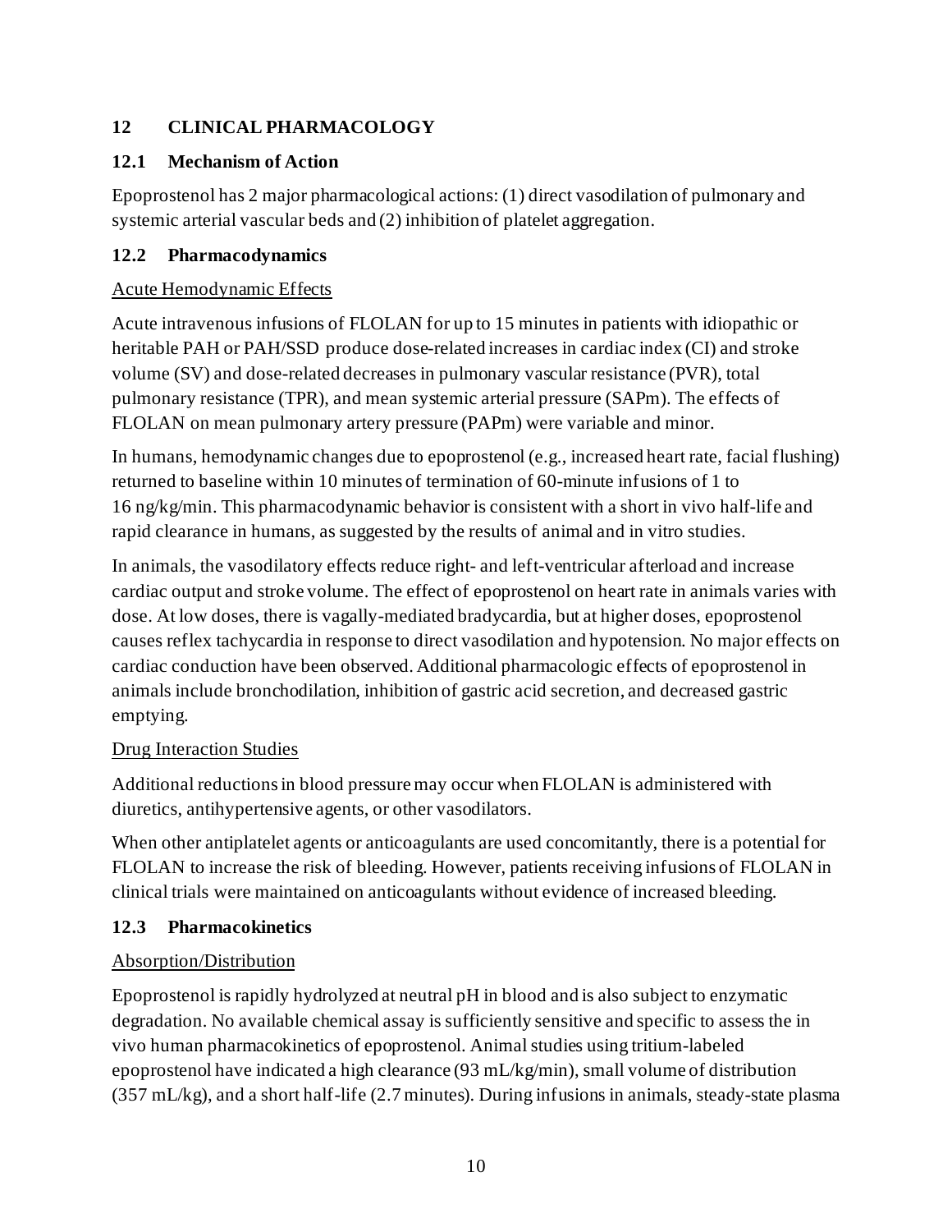## 12 CLINICAL PHARMACOLOGY

### 12.1 Mechanism of Action

Epoprostenol has 2 major pharmacological actions: (1) direct vasodilation of pulmonary and systemic arterial vascular beds and (2) inhibition of platelet aggregation.

### 12.2 Pharmacodynamics

Acute Hemodynamic Effects

Acute intravenous infusions of FLOLAN for up to 15 minutes in patients with idiopathic or heritable PAH or PAH/SSD produce dose-related increases in cardiac index (CI) and stroke volume (SV) and dose-related decreases in pulmonary vascular resistance (PVR), total pulmonary resistance (TPR), and mean systemic arterial pressure (SAPm). The effects of FLOLAN on mean pulmonary artery pressure (PAPm) were variable and minor.

In humans, hemodynamic changes due to epoprostenol (e.g., increased heart rate, facial flushing) returned to baseline within 10 minutes of termination of 60-minute infusions of 1 to 16 ng/kg/min. This pharmacodynamic behavior is consistent with a short in vivo half-life and rapid clearance in humans, as suggested by the results of animal and in vitro studies.

In animals, the vasodilatory effects reduce right- and left-ventricular afterload and increase cardiac output and stroke volume. The effect of epoprostenol on heart rate in animals varies with dose. At low doses, there is vagally-mediated bradycardia, but at higher doses, epoprostenol causes reflex tachycardia in response to direct vasodilation and hypotension. No major effects on cardiac conduction have been observed. Additional pharmacologic effects of epoprostenol in animals include bronchodilation, inhibition of gastric acid secretion, and decreased gastric emptying.

Drug Interaction Studies

Additional reductions in blood pressure may occur when FLOLAN is administered with diuretics, antihypertensive agents, or other vasodilators.

When other antiplatelet agents or anticoagulants are used concomitantly, there is a potential for FLOLAN to increase the risk of bleeding. However, patients receiving infusions of FLOLAN in clinical trials were maintained on anticoagulants without evidence of increased bleeding.

### 12.3 Pharmacokinetics

Absorption/Distribution

Epoprostenol is rapidly hydrolyzed at neutral pH in blood and is also subject to enzymatic degradation. No available chemical assay is sufficiently sensitive and specific to assess the in vivo human pharmacokinetics of epoprostenol. Animal studies using tritium-labeled epoprostenol have indicated a high clearance (93 mL/kg/min), small volume of distribution (357 mL/kg), and a short half-life (2.7 minutes). During infusions in animals, steady-state plasma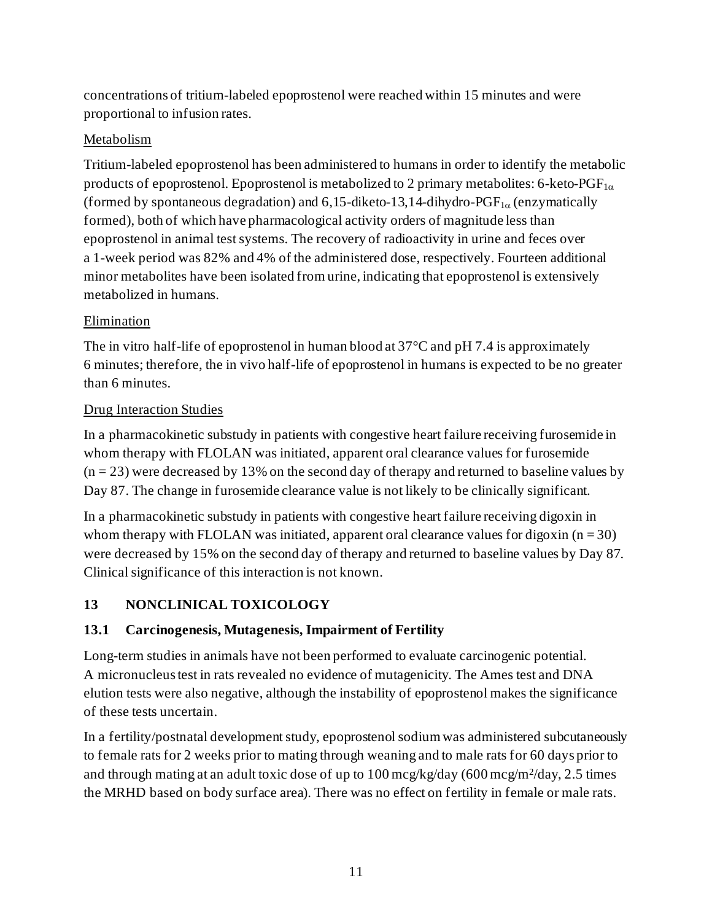concentrations of tritium-labeled epoprostenol were reached within 15 minutes and were proportional to infusion rates.

Metabolism

Tritium-labeled epoprostenol has been administered to humans in order to identify the metabolic products of epoprostenol. Epoprostenol is metabolized to 2 primary metabolites: 6-keto-$PGF_{1\alpha}$ (formed by spontaneous degradation) and 6,15-diketo-13,14-dihydro-$PGF_{1\alpha}$ (enzymatically formed), both of which have pharmacological activity orders of magnitude less than epoprostenol in animal test systems. The recovery of radioactivity in urine and feces over a 1-week period was 82% and 4% of the administered dose, respectively. Fourteen additional minor metabolites have been isolated from urine, indicating that epoprostenol is extensively metabolized in humans.

Elimination

The in vitro half-life of epoprostenol in human blood at 37°C and pH 7.4 is approximately 6 minutes; therefore, the in vivo half-life of epoprostenol in humans is expected to be no greater than 6 minutes.

Drug Interaction Studies

In a pharmacokinetic substudy in patients with congestive heart failure receiving furosemide in whom therapy with FLOLAN was initiated, apparent oral clearance values for furosemide (n = 23) were decreased by 13% on the second day of therapy and returned to baseline values by Day 87. The change in furosemide clearance value is not likely to be clinically significant.

In a pharmacokinetic substudy in patients with congestive heart failure receiving digoxin in whom therapy with FLOLAN was initiated, apparent oral clearance values for digoxin (n = 30) were decreased by 15% on the second day of therapy and returned to baseline values by Day 87. Clinical significance of this interaction is not known.

## 13 NONCLINICAL TOXICOLOGY

### 13.1 Carcinogenesis, Mutagenesis, Impairment of Fertility

Long-term studies in animals have not been performed to evaluate carcinogenic potential. A micronucleus test in rats revealed no evidence of mutagenicity. The Ames test and DNA elution tests were also negative, although the instability of epoprostenol makes the significance of these tests uncertain.

In a fertility/postnatal development study, epoprostenol sodium was administered subcutaneously to female rats for 2 weeks prior to mating through weaning and to male rats for 60 days prior to and through mating at an adult toxic dose of up to 100 mcg/kg/day (600 mcg/$m^2$/day, 2.5 times the MRHD based on body surface area). There was no effect on fertility in female or male rats.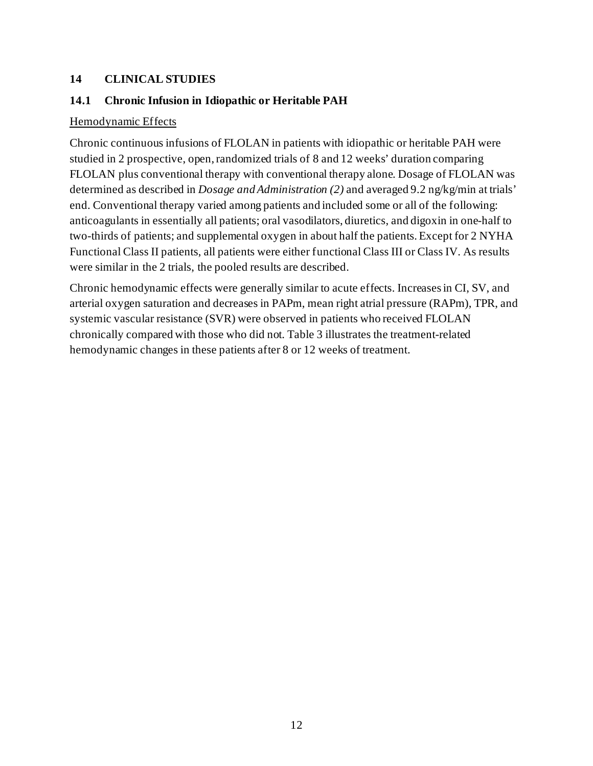## 14 CLINICAL STUDIES

### 14.1 Chronic Infusion in Idiopathic or Heritable PAH

Hemodynamic Effects

Chronic continuous infusions of FLOLAN in patients with idiopathic or heritable PAH were studied in 2 prospective, open, randomized trials of 8 and 12 weeks' duration comparing FLOLAN plus conventional therapy with conventional therapy alone. Dosage of FLOLAN was determined as described in *Dosage and Administration (2)* and averaged 9.2 ng/kg/min at trials' end. Conventional therapy varied among patients and included some or all of the following: anticoagulants in essentially all patients; oral vasodilators, diuretics, and digoxin in one-half to two-thirds of patients; and supplemental oxygen in about half the patients. Except for 2 NYHA Functional Class II patients, all patients were either functional Class III or Class IV. As results were similar in the 2 trials, the pooled results are described.

Chronic hemodynamic effects were generally similar to acute effects. Increases in CI, SV, and arterial oxygen saturation and decreases in PAPm, mean right atrial pressure (RAPm), TPR, and systemic vascular resistance (SVR) were observed in patients who received FLOLAN chronically compared with those who did not. Table 3 illustrates the treatment-related hemodynamic changes in these patients after 8 or 12 weeks of treatment.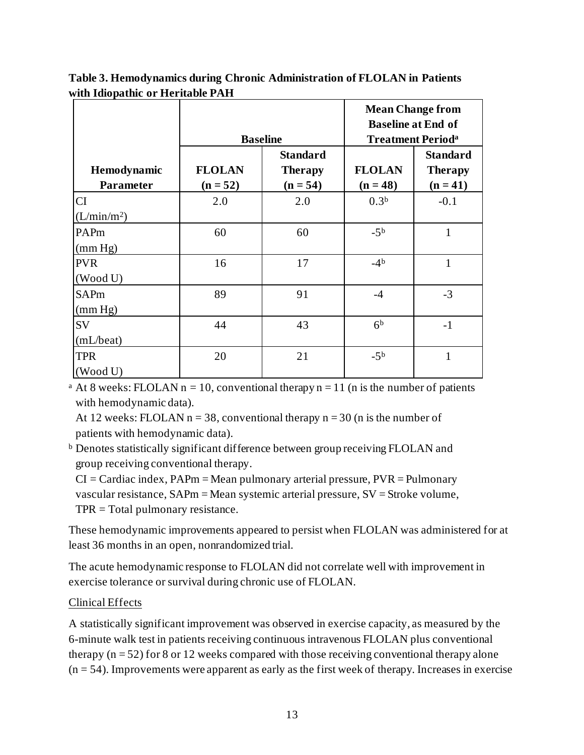**Table 3. Hemodynamics during Chronic Administration of FLOLAN in Patients with Idiopathic or Heritable PAH**

| | Baseline | | Mean Change from Baseline at End of Treatment Period[a] | |
|---|---|---|---|---|
| **Hemodynamic Parameter** | **FLOLAN (n = 52)** | **Standard Therapy (n = 54)** | **FLOLAN (n = 48)** | **Standard Therapy (n = 41)** |
| CI ($L/min/m^2$) | 2.0 | 2.0 | 0.3[b] | -0.1 |
| PAPm (mm Hg) | 60 | 60 | -5[b] | 1 |
| PVR (Wood U) | 16 | 17 | -4[b] | 1 |
| SAPm (mm Hg) | 89 | 91 | -4 | -3 |
| SV (mL/beat) | 44 | 43 | 6[b] | -1 |
| TPR (Wood U) | 20 | 21 | -5[b] | 1 |

[a] At 8 weeks: FLOLAN n = 10, conventional therapy n = 11 (n is the number of patients with hemodynamic data).
At 12 weeks: FLOLAN n = 38, conventional therapy n = 30 (n is the number of patients with hemodynamic data).

[b] Denotes statistically significant difference between group receiving FLOLAN and group receiving conventional therapy.
CI = Cardiac index, PAPm = Mean pulmonary arterial pressure, PVR = Pulmonary vascular resistance, SAPm = Mean systemic arterial pressure, SV = Stroke volume, TPR = Total pulmonary resistance.

These hemodynamic improvements appeared to persist when FLOLAN was administered for at least 36 months in an open, nonrandomized trial.

The acute hemodynamic response to FLOLAN did not correlate well with improvement in exercise tolerance or survival during chronic use of FLOLAN.

Clinical Effects

A statistically significant improvement was observed in exercise capacity, as measured by the 6-minute walk test in patients receiving continuous intravenous FLOLAN plus conventional therapy (n = 52) for 8 or 12 weeks compared with those receiving conventional therapy alone (n = 54). Improvements were apparent as early as the first week of therapy. Increases in exercise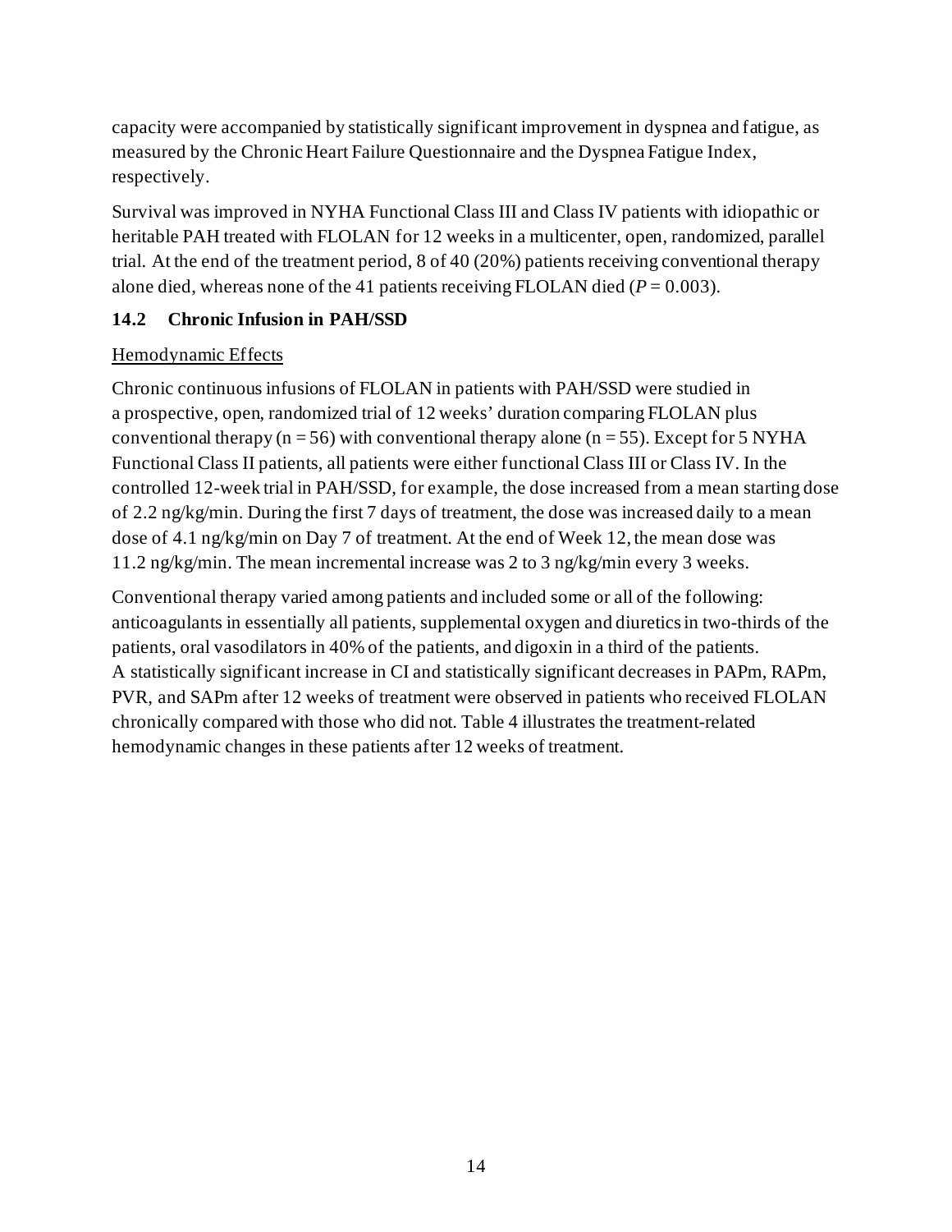capacity were accompanied by statistically significant improvement in dyspnea and fatigue, as measured by the Chronic Heart Failure Questionnaire and the Dyspnea Fatigue Index, respectively.

Survival was improved in NYHA Functional Class III and Class IV patients with idiopathic or heritable PAH treated with FLOLAN for 12 weeks in a multicenter, open, randomized, parallel trial. At the end of the treatment period, 8 of 40 (20%) patients receiving conventional therapy alone died, whereas none of the 41 patients receiving FLOLAN died ($P = 0.003$).

## 14.2 Chronic Infusion in PAH/SSD

Hemodynamic Effects

Chronic continuous infusions of FLOLAN in patients with PAH/SSD were studied in a prospective, open, randomized trial of 12 weeks' duration comparing FLOLAN plus conventional therapy (n = 56) with conventional therapy alone (n = 55). Except for 5 NYHA Functional Class II patients, all patients were either functional Class III or Class IV. In the controlled 12-week trial in PAH/SSD, for example, the dose increased from a mean starting dose of 2.2 ng/kg/min. During the first 7 days of treatment, the dose was increased daily to a mean dose of 4.1 ng/kg/min on Day 7 of treatment. At the end of Week 12, the mean dose was 11.2 ng/kg/min. The mean incremental increase was 2 to 3 ng/kg/min every 3 weeks.

Conventional therapy varied among patients and included some or all of the following: anticoagulants in essentially all patients, supplemental oxygen and diuretics in two-thirds of the patients, oral vasodilators in 40% of the patients, and digoxin in a third of the patients. A statistically significant increase in CI and statistically significant decreases in PAPm, RAPm, PVR, and SAPm after 12 weeks of treatment were observed in patients who received FLOLAN chronically compared with those who did not. Table 4 illustrates the treatment-related hemodynamic changes in these patients after 12 weeks of treatment.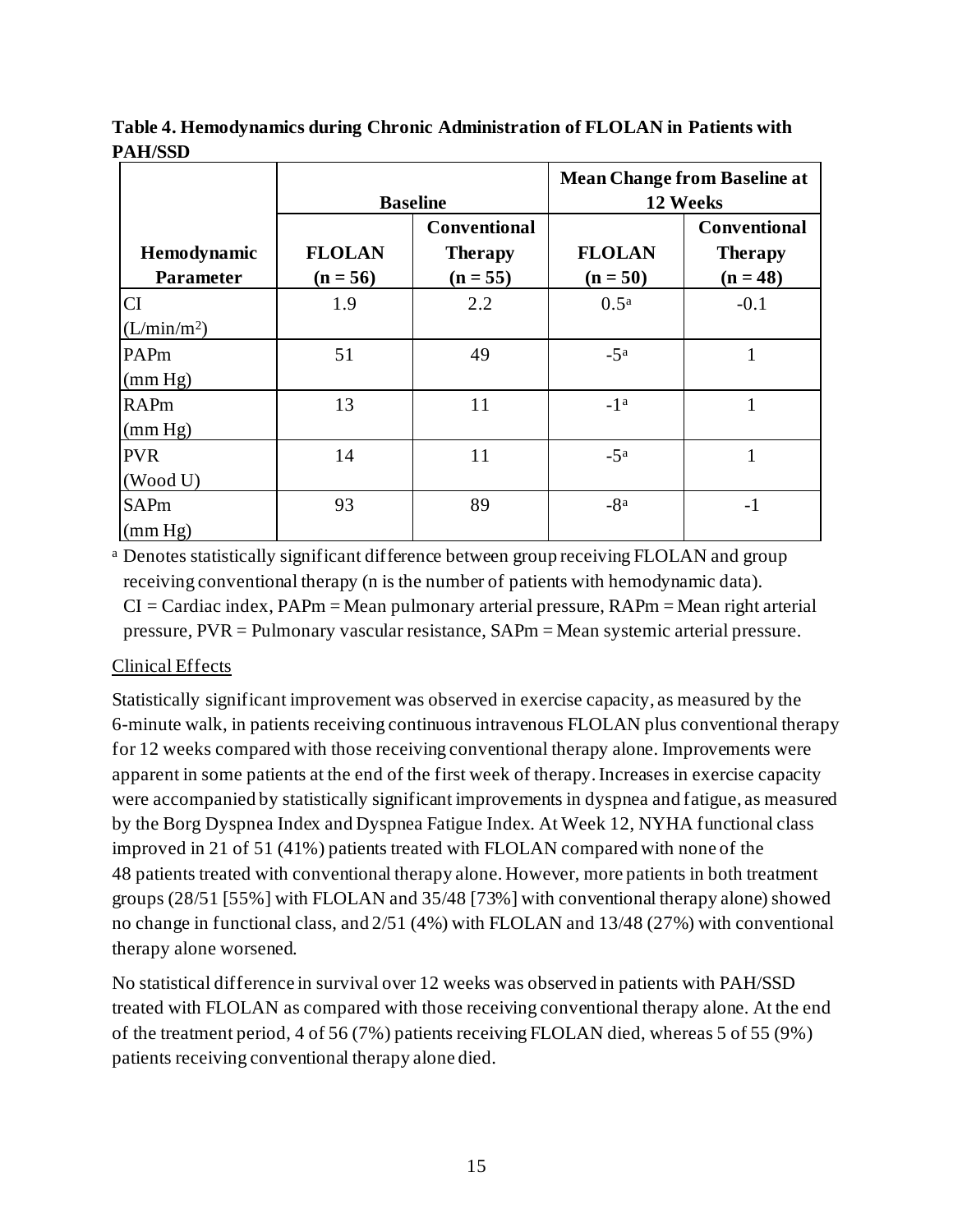**Table 4. Hemodynamics during Chronic Administration of FLOLAN in Patients with PAH/SSD**

| | Baseline | | Mean Change from Baseline at 12 Weeks | |
|---|---|---|---|---|
| **Hemodynamic Parameter** | **FLOLAN (n = 56)** | **Conventional Therapy (n = 55)** | **FLOLAN (n = 50)** | **Conventional Therapy (n = 48)** |
| CI ($L/min/m^2$) | 1.9 | 2.2 | 0.5[a] | -0.1 |
| PAPm (mm Hg) | 51 | 49 | -5[a] | 1 |
| RAPm (mm Hg) | 13 | 11 | -1[a] | 1 |
| PVR (Wood U) | 14 | 11 | -5[a] | 1 |
| SAPm (mm Hg) | 93 | 89 | -8[a] | -1 |

[a] Denotes statistically significant difference between group receiving FLOLAN and group receiving conventional therapy (n is the number of patients with hemodynamic data).
CI = Cardiac index, PAPm = Mean pulmonary arterial pressure, RAPm = Mean right arterial pressure, PVR = Pulmonary vascular resistance, SAPm = Mean systemic arterial pressure.

Clinical Effects

Statistically significant improvement was observed in exercise capacity, as measured by the 6-minute walk, in patients receiving continuous intravenous FLOLAN plus conventional therapy for 12 weeks compared with those receiving conventional therapy alone. Improvements were apparent in some patients at the end of the first week of therapy. Increases in exercise capacity were accompanied by statistically significant improvements in dyspnea and fatigue, as measured by the Borg Dyspnea Index and Dyspnea Fatigue Index. At Week 12, NYHA functional class improved in 21 of 51 (41%) patients treated with FLOLAN compared with none of the 48 patients treated with conventional therapy alone. However, more patients in both treatment groups (28/51 [55%] with FLOLAN and 35/48 [73%] with conventional therapy alone) showed no change in functional class, and 2/51 (4%) with FLOLAN and 13/48 (27%) with conventional therapy alone worsened.

No statistical difference in survival over 12 weeks was observed in patients with PAH/SSD treated with FLOLAN as compared with those receiving conventional therapy alone. At the end of the treatment period, 4 of 56 (7%) patients receiving FLOLAN died, whereas 5 of 55 (9%) patients receiving conventional therapy alone died.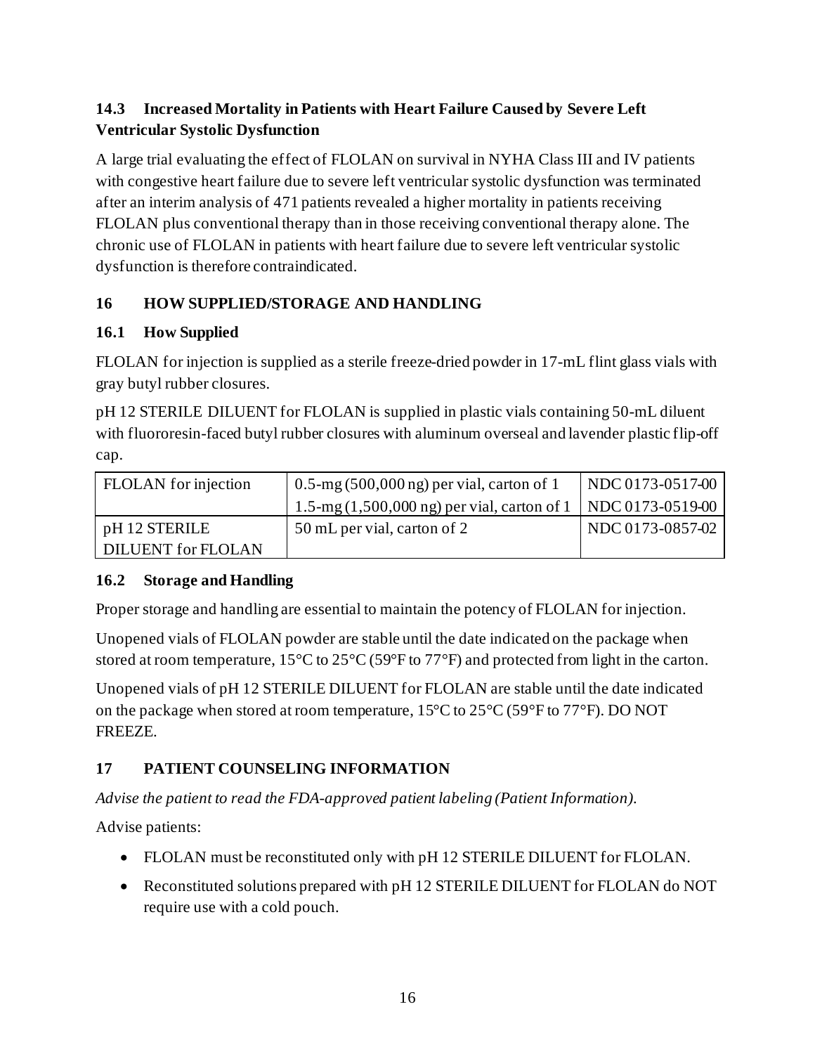## 14.3 Increased Mortality in Patients with Heart Failure Caused by Severe Left Ventricular Systolic Dysfunction

A large trial evaluating the effect of FLOLAN on survival in NYHA Class III and IV patients with congestive heart failure due to severe left ventricular systolic dysfunction was terminated after an interim analysis of 471 patients revealed a higher mortality in patients receiving FLOLAN plus conventional therapy than in those receiving conventional therapy alone. The chronic use of FLOLAN in patients with heart failure due to severe left ventricular systolic dysfunction is therefore contraindicated.

# 16 HOW SUPPLIED/STORAGE AND HANDLING

## 16.1 How Supplied

FLOLAN for injection is supplied as a sterile freeze-dried powder in 17-mL flint glass vials with gray butyl rubber closures.

pH 12 STERILE DILUENT for FLOLAN is supplied in plastic vials containing 50-mL diluent with fluororesin-faced butyl rubber closures with aluminum overseal and lavender plastic flip-off cap.

| | | |
|---|---|---|
| FLOLAN for injection | 0.5-mg (500,000 ng) per vial, carton of 1 | NDC 0173-0517-00 |
| | 1.5-mg (1,500,000 ng) per vial, carton of 1 | NDC 0173-0519-00 |
| pH 12 STERILE DILUENT for FLOLAN | 50 mL per vial, carton of 2 | NDC 0173-0857-02 |

## 16.2 Storage and Handling

Proper storage and handling are essential to maintain the potency of FLOLAN for injection.

Unopened vials of FLOLAN powder are stable until the date indicated on the package when stored at room temperature, 15°C to 25°C (59°F to 77°F) and protected from light in the carton.

Unopened vials of pH 12 STERILE DILUENT for FLOLAN are stable until the date indicated on the package when stored at room temperature, 15°C to 25°C (59°F to 77°F). DO NOT FREEZE.

# 17 PATIENT COUNSELING INFORMATION

*Advise the patient to read the FDA-approved patient labeling (Patient Information).*

Advise patients:

- FLOLAN must be reconstituted only with pH 12 STERILE DILUENT for FLOLAN.
- Reconstituted solutions prepared with pH 12 STERILE DILUENT for FLOLAN do NOT require use with a cold pouch.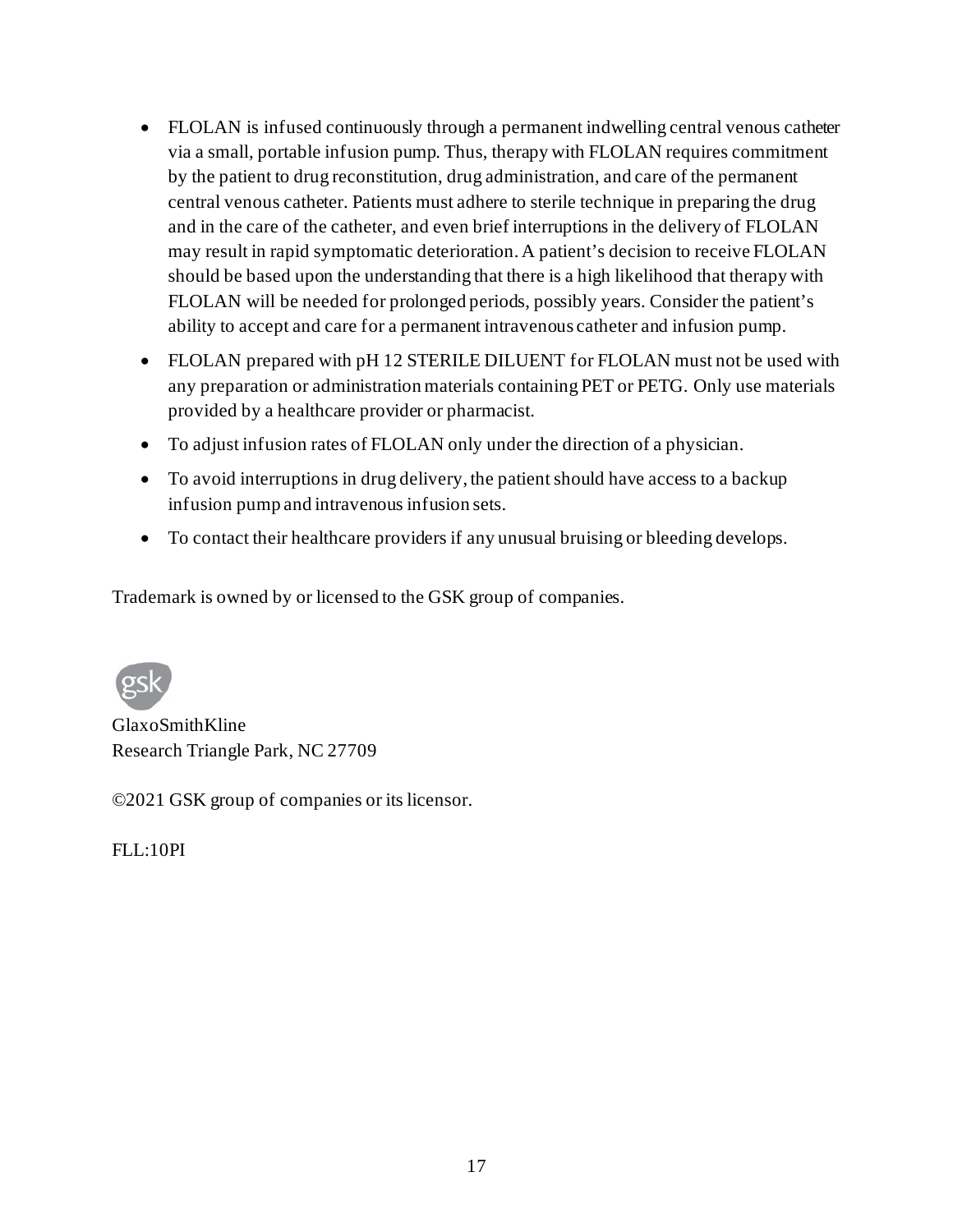- FLOLAN is infused continuously through a permanent indwelling central venous catheter via a small, portable infusion pump. Thus, therapy with FLOLAN requires commitment by the patient to drug reconstitution, drug administration, and care of the permanent central venous catheter. Patients must adhere to sterile technique in preparing the drug and in the care of the catheter, and even brief interruptions in the delivery of FLOLAN may result in rapid symptomatic deterioration. A patient's decision to receive FLOLAN should be based upon the understanding that there is a high likelihood that therapy with FLOLAN will be needed for prolonged periods, possibly years. Consider the patient's ability to accept and care for a permanent intravenous catheter and infusion pump.
- FLOLAN prepared with pH 12 STERILE DILUENT for FLOLAN must not be used with any preparation or administration materials containing PET or PETG. Only use materials provided by a healthcare provider or pharmacist.
- To adjust infusion rates of FLOLAN only under the direction of a physician.
- To avoid interruptions in drug delivery, the patient should have access to a backup infusion pump and intravenous infusion sets.
- To contact their healthcare providers if any unusual bruising or bleeding develops.

Trademark is owned by or licensed to the GSK group of companies.

GlaxoSmithKline
Research Triangle Park, NC 27709

©2021 GSK group of companies or its licensor.

FLL:10PI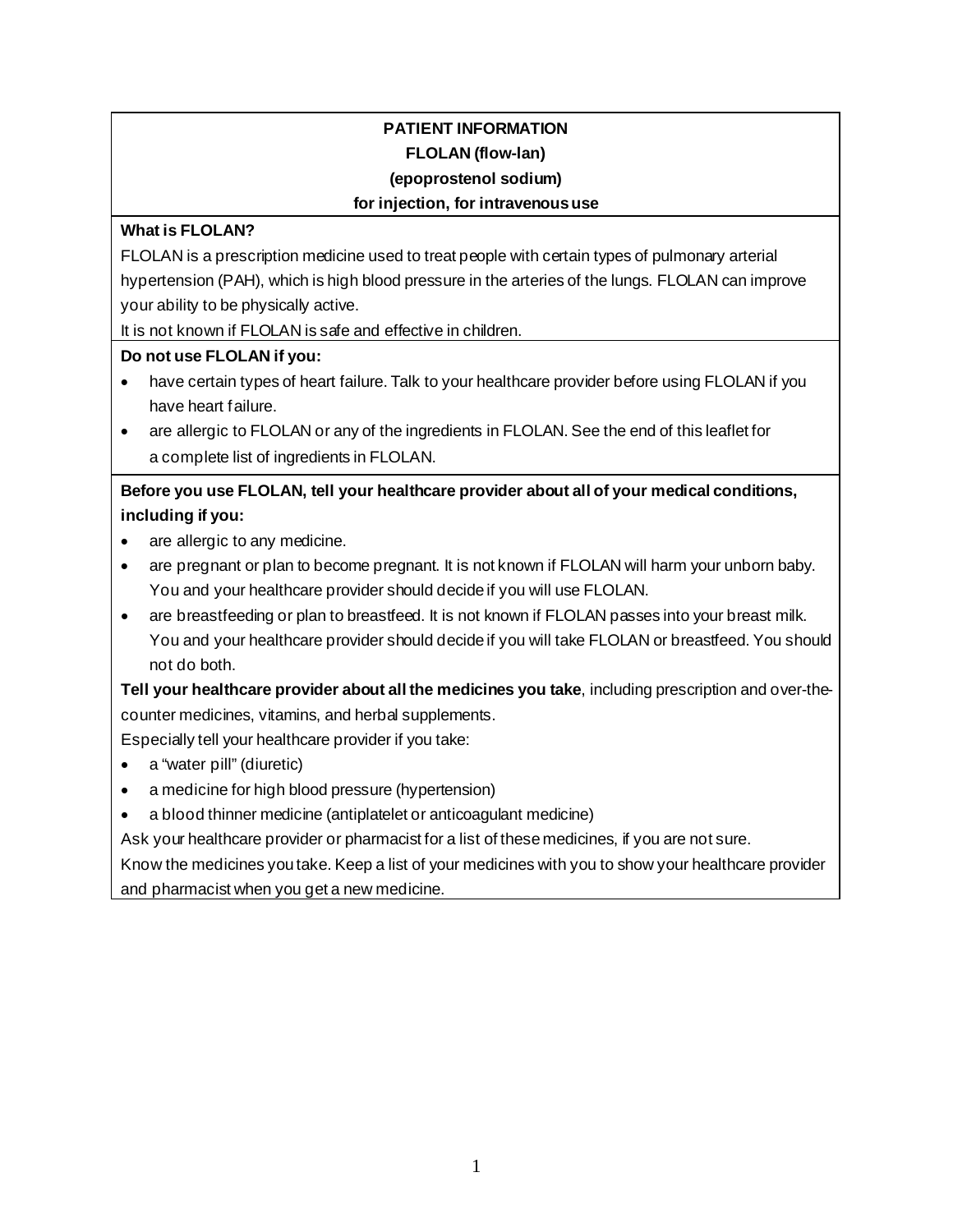**PATIENT INFORMATION**

**FLOLAN (flow-lan)**

**(epoprostenol sodium)**

**for injection, for intravenous use**

**What is FLOLAN?**

FLOLAN is a prescription medicine used to treat people with certain types of pulmonary arterial hypertension (PAH), which is high blood pressure in the arteries of the lungs. FLOLAN can improve your ability to be physically active.

It is not known if FLOLAN is safe and effective in children.

**Do not use FLOLAN if you:**

- have certain types of heart failure. Talk to your healthcare provider before using FLOLAN if you have heart failure.
- are allergic to FLOLAN or any of the ingredients in FLOLAN. See the end of this leaflet for a complete list of ingredients in FLOLAN.

**Before you use FLOLAN, tell your healthcare provider about all of your medical conditions, including if you:**

- are allergic to any medicine.
- are pregnant or plan to become pregnant. It is not known if FLOLAN will harm your unborn baby. You and your healthcare provider should decide if you will use FLOLAN.
- are breastfeeding or plan to breastfeed. It is not known if FLOLAN passes into your breast milk. You and your healthcare provider should decide if you will take FLOLAN or breastfeed. You should not do both.

**Tell your healthcare provider about all the medicines you take**, including prescription and over-the-counter medicines, vitamins, and herbal supplements.

Especially tell your healthcare provider if you take:

- a "water pill" (diuretic)
- a medicine for high blood pressure (hypertension)
- a blood thinner medicine (antiplatelet or anticoagulant medicine)

Ask your healthcare provider or pharmacist for a list of these medicines, if you are not sure.

Know the medicines you take. Keep a list of your medicines with you to show your healthcare provider and pharmacist when you get a new medicine.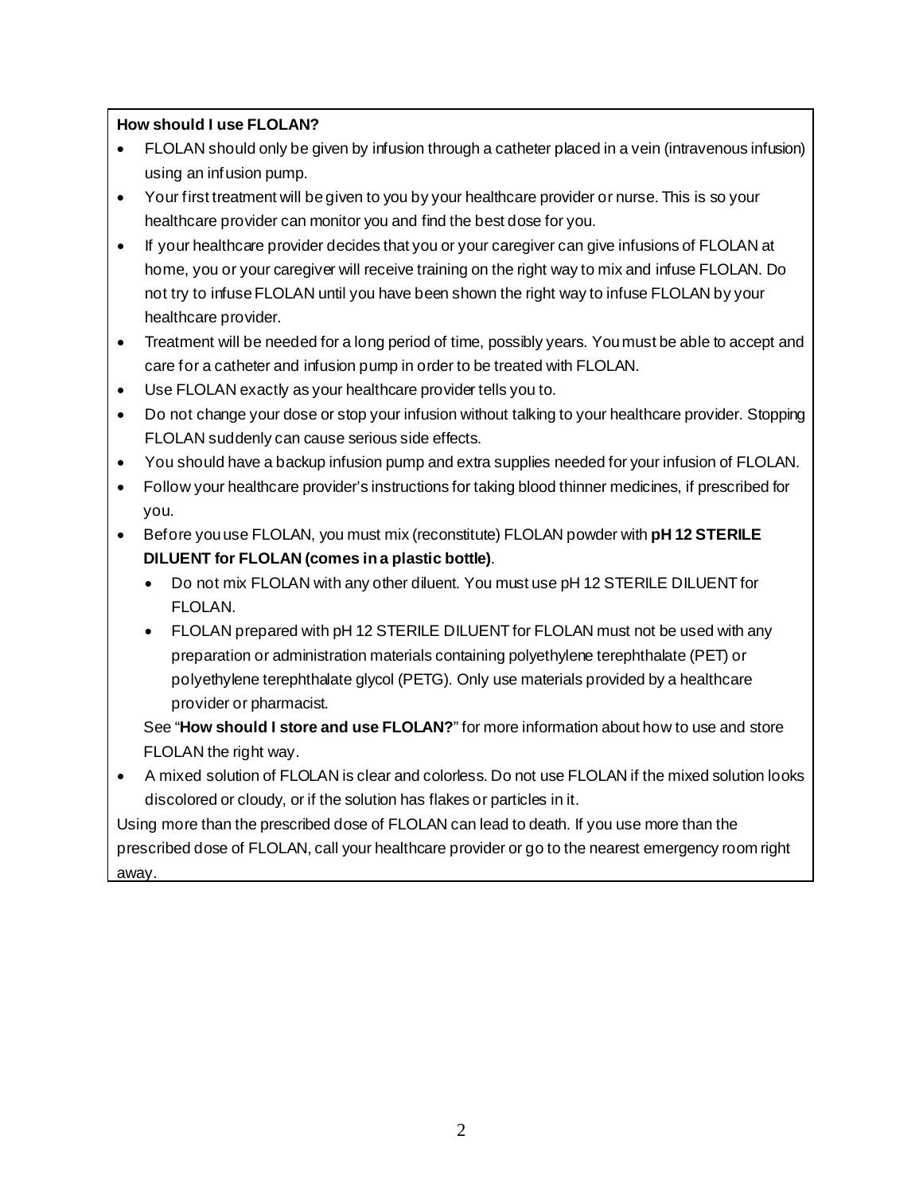**How should I use FLOLAN?**

- FLOLAN should only be given by infusion through a catheter placed in a vein (intravenous infusion) using an infusion pump.
- Your first treatment will be given to you by your healthcare provider or nurse. This is so your healthcare provider can monitor you and find the best dose for you.
- If your healthcare provider decides that you or your caregiver can give infusions of FLOLAN at home, you or your caregiver will receive training on the right way to mix and infuse FLOLAN. Do not try to infuse FLOLAN until you have been shown the right way to infuse FLOLAN by your healthcare provider.
- Treatment will be needed for a long period of time, possibly years. You must be able to accept and care for a catheter and infusion pump in order to be treated with FLOLAN.
- Use FLOLAN exactly as your healthcare provider tells you to.
- Do not change your dose or stop your infusion without talking to your healthcare provider. Stopping FLOLAN suddenly can cause serious side effects.
- You should have a backup infusion pump and extra supplies needed for your infusion of FLOLAN.
- Follow your healthcare provider's instructions for taking blood thinner medicines, if prescribed for you.
- Before you use FLOLAN, you must mix (reconstitute) FLOLAN powder with **pH 12 STERILE DILUENT for FLOLAN (comes in a plastic bottle)**.
  - Do not mix FLOLAN with any other diluent. You must use pH 12 STERILE DILUENT for FLOLAN.
  - FLOLAN prepared with pH 12 STERILE DILUENT for FLOLAN must not be used with any preparation or administration materials containing polyethylene terephthalate (PET) or polyethylene terephthalate glycol (PETG). Only use materials provided by a healthcare provider or pharmacist.

  See "**How should I store and use FLOLAN?**" for more information about how to use and store FLOLAN the right way.
- A mixed solution of FLOLAN is clear and colorless. Do not use FLOLAN if the mixed solution looks discolored or cloudy, or if the solution has flakes or particles in it.

Using more than the prescribed dose of FLOLAN can lead to death. If you use more than the prescribed dose of FLOLAN, call your healthcare provider or go to the nearest emergency room right away.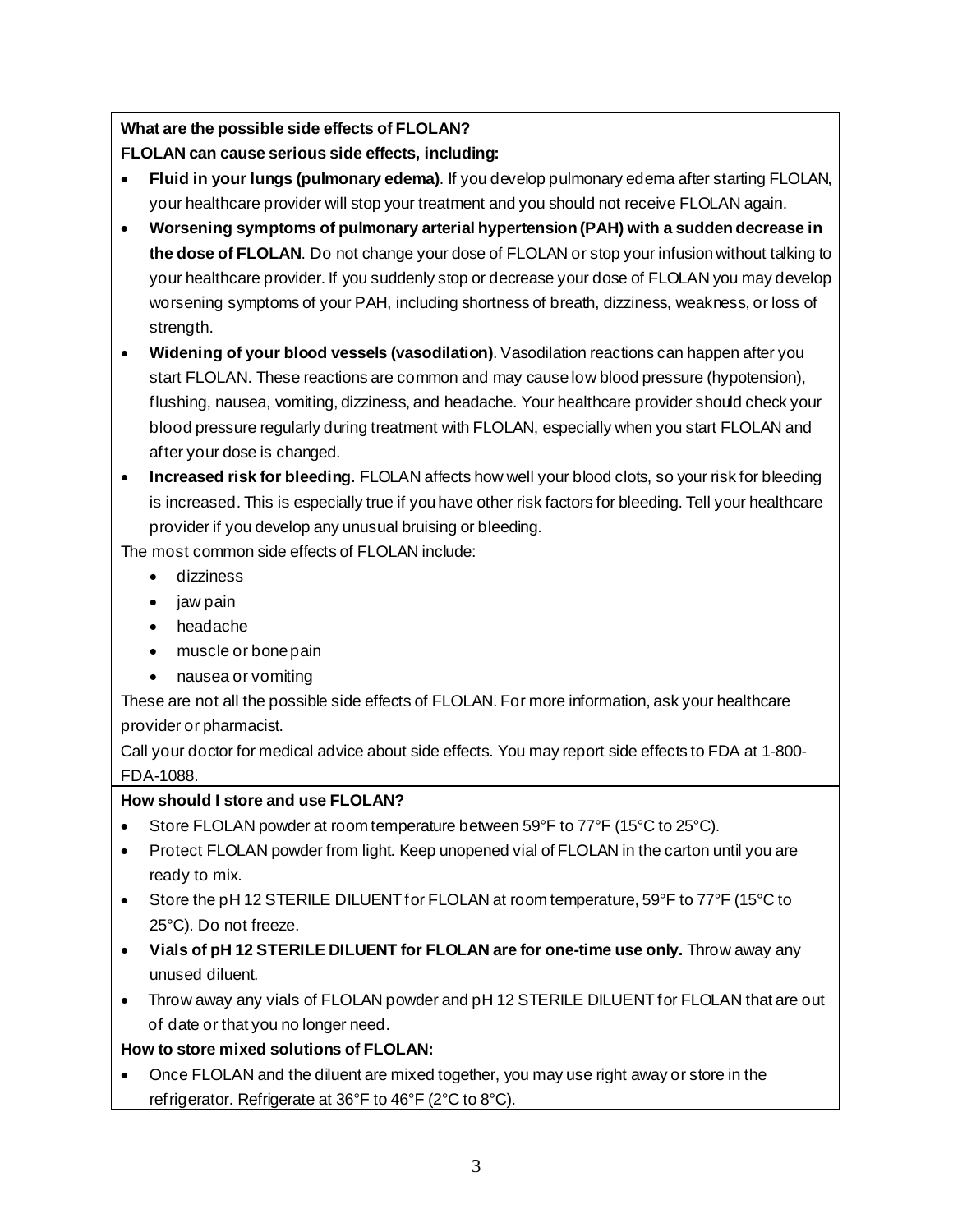**What are the possible side effects of FLOLAN?**

**FLOLAN can cause serious side effects, including:**

- **Fluid in your lungs (pulmonary edema)**. If you develop pulmonary edema after starting FLOLAN, your healthcare provider will stop your treatment and you should not receive FLOLAN again.
- **Worsening symptoms of pulmonary arterial hypertension (PAH) with a sudden decrease in the dose of FLOLAN**. Do not change your dose of FLOLAN or stop your infusion without talking to your healthcare provider. If you suddenly stop or decrease your dose of FLOLAN you may develop worsening symptoms of your PAH, including shortness of breath, dizziness, weakness, or loss of strength.
- **Widening of your blood vessels (vasodilation)**. Vasodilation reactions can happen after you start FLOLAN. These reactions are common and may cause low blood pressure (hypotension), flushing, nausea, vomiting, dizziness, and headache. Your healthcare provider should check your blood pressure regularly during treatment with FLOLAN, especially when you start FLOLAN and after your dose is changed.
- **Increased risk for bleeding**. FLOLAN affects how well your blood clots, so your risk for bleeding is increased. This is especially true if you have other risk factors for bleeding. Tell your healthcare provider if you develop any unusual bruising or bleeding.

The most common side effects of FLOLAN include:

- dizziness
- jaw pain
- headache
- muscle or bone pain
- nausea or vomiting

These are not all the possible side effects of FLOLAN. For more information, ask your healthcare provider or pharmacist.

Call your doctor for medical advice about side effects. You may report side effects to FDA at 1-800-FDA-1088.

**How should I store and use FLOLAN?**

- Store FLOLAN powder at room temperature between 59°F to 77°F (15°C to 25°C).
- Protect FLOLAN powder from light. Keep unopened vial of FLOLAN in the carton until you are ready to mix.
- Store the pH 12 STERILE DILUENT for FLOLAN at room temperature, 59°F to 77°F (15°C to 25°C). Do not freeze.
- **Vials of pH 12 STERILE DILUENT for FLOLAN are for one-time use only.** Throw away any unused diluent.
- Throw away any vials of FLOLAN powder and pH 12 STERILE DILUENT for FLOLAN that are out of date or that you no longer need.

**How to store mixed solutions of FLOLAN:**

- Once FLOLAN and the diluent are mixed together, you may use right away or store in the refrigerator. Refrigerate at 36°F to 46°F (2°C to 8°C).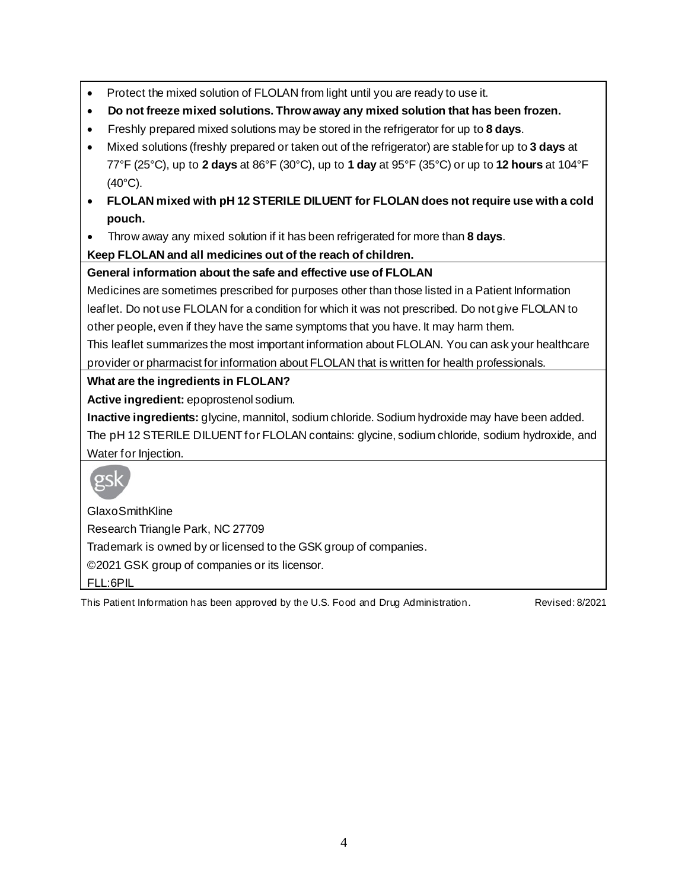- Protect the mixed solution of FLOLAN from light until you are ready to use it.
- **Do not freeze mixed solutions. Throw away any mixed solution that has been frozen.**
- Freshly prepared mixed solutions may be stored in the refrigerator for up to **8 days**.
- Mixed solutions (freshly prepared or taken out of the refrigerator) are stable for up to **3 days** at 77°F (25°C), up to **2 days** at 86°F (30°C), up to **1 day** at 95°F (35°C) or up to **12 hours** at 104°F (40°C).
- **FLOLAN mixed with pH 12 STERILE DILUENT for FLOLAN does not require use with a cold pouch.**
- Throw away any mixed solution if it has been refrigerated for more than **8 days**.

**Keep FLOLAN and all medicines out of the reach of children.**

**General information about the safe and effective use of FLOLAN**

Medicines are sometimes prescribed for purposes other than those listed in a Patient Information leaflet. Do not use FLOLAN for a condition for which it was not prescribed. Do not give FLOLAN to other people, even if they have the same symptoms that you have. It may harm them.

This leaflet summarizes the most important information about FLOLAN. You can ask your healthcare provider or pharmacist for information about FLOLAN that is written for health professionals.

**What are the ingredients in FLOLAN?**

**Active ingredient:** epoprostenol sodium.

**Inactive ingredients:** glycine, mannitol, sodium chloride. Sodium hydroxide may have been added.

The pH 12 STERILE DILUENT for FLOLAN contains: glycine, sodium chloride, sodium hydroxide, and Water for Injection.

gsk

GlaxoSmithKline

Research Triangle Park, NC 27709

Trademark is owned by or licensed to the GSK group of companies.

©2021 GSK group of companies or its licensor.

FLL:6PIL

This Patient Information has been approved by the U.S. Food and Drug Administration. Revised: 8/2021